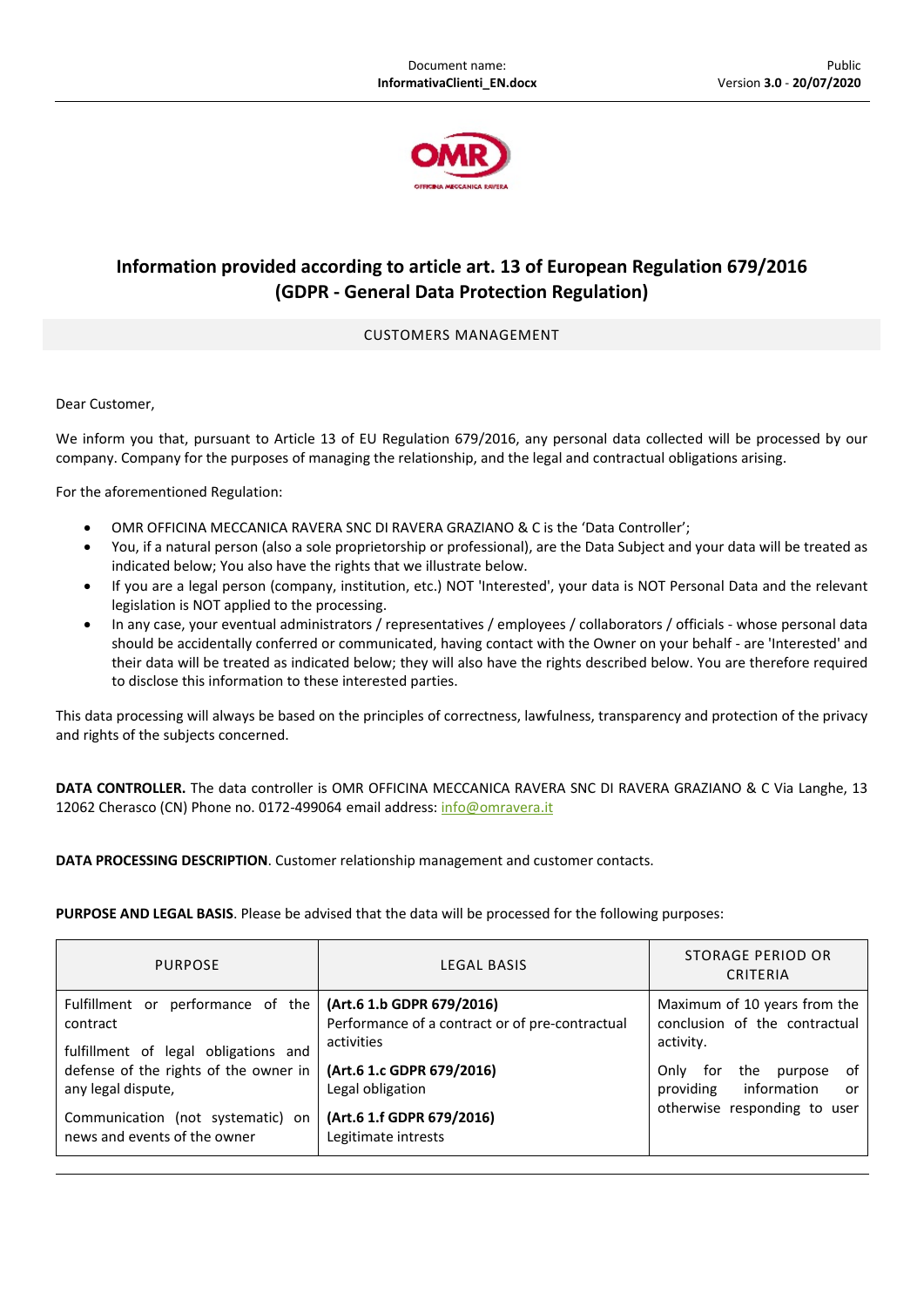# Information provided according to article art. 13 of European Regulation 679/2016 (GDPR - General Data Protection Regulation)

CUSTOMERS MANAGEMENT

Dear Customer,

We inform you that, pursuant to Article 13 of EU Regulation 679/2016, any personal data collected will be processed by our company. Company for the purposes of managing the relationship, and the legal and contractual obligations arising.

For the aforementioned Regulation:

- OMR OFFICINA MECCANICA RAVERA SNC DI RAVERA GRAZIANO & C is the 'Data Controller';
- You, if a natural person (also a sole proprietorship or professional), are the Data Subject and your data will be treated as indicated below; You also have the rights that we illustrate below.
- If you are a legal person (company, institution, etc.) NOT 'Interested', your data is NOT Personal Data and the relevant legislation is NOT applied to the processing.
- In any case, your eventual administrators / representatives / employees / collaborators / officials - whose personal data should be accidentally conferred or communicated, having contact with the Owner on your behalf - are 'Interested' and their data will be treated as indicated below; they will also have the rights described below. You are therefore required to disclose this information to these interested parties.

This data processing will always be based on the principles of correctness, lawfulness, transparency and protection of the privacy and rights of the subjects concerned.

**DATA CONTROLLER.** The data controller is OMR OFFICINA MECCANICA RAVERA SNC DI RAVERA GRAZIANO & C Via Langhe, 13 12062 Cherasco (CN) Phone no. 0172-499064 email address: info@omravera.it

**DATA PROCESSING DESCRIPTION**. Customer relationship management and customer contacts.

**PURPOSE AND LEGAL BASIS**. Please be advised that the data will be processed for the following purposes:

| PURPOSE | LEGAL BASIS | STORAGE PERIOD OR CRITERIA |
|---|---|---|
| Fulfillment or performance of the contract | **(Art.6 1.b GDPR 679/2016)** Performance of a contract or of pre-contractual activities | Maximum of 10 years from the conclusion of the contractual activity. |
| fulfillment of legal obligations and defense of the rights of the owner in any legal dispute, | **(Art.6 1.c GDPR 679/2016)** Legal obligation | Only for the purpose of providing information or otherwise responding to user |
| Communication (not systematic) on news and events of the owner | **(Art.6 1.f GDPR 679/2016)** Legitimate intrests | |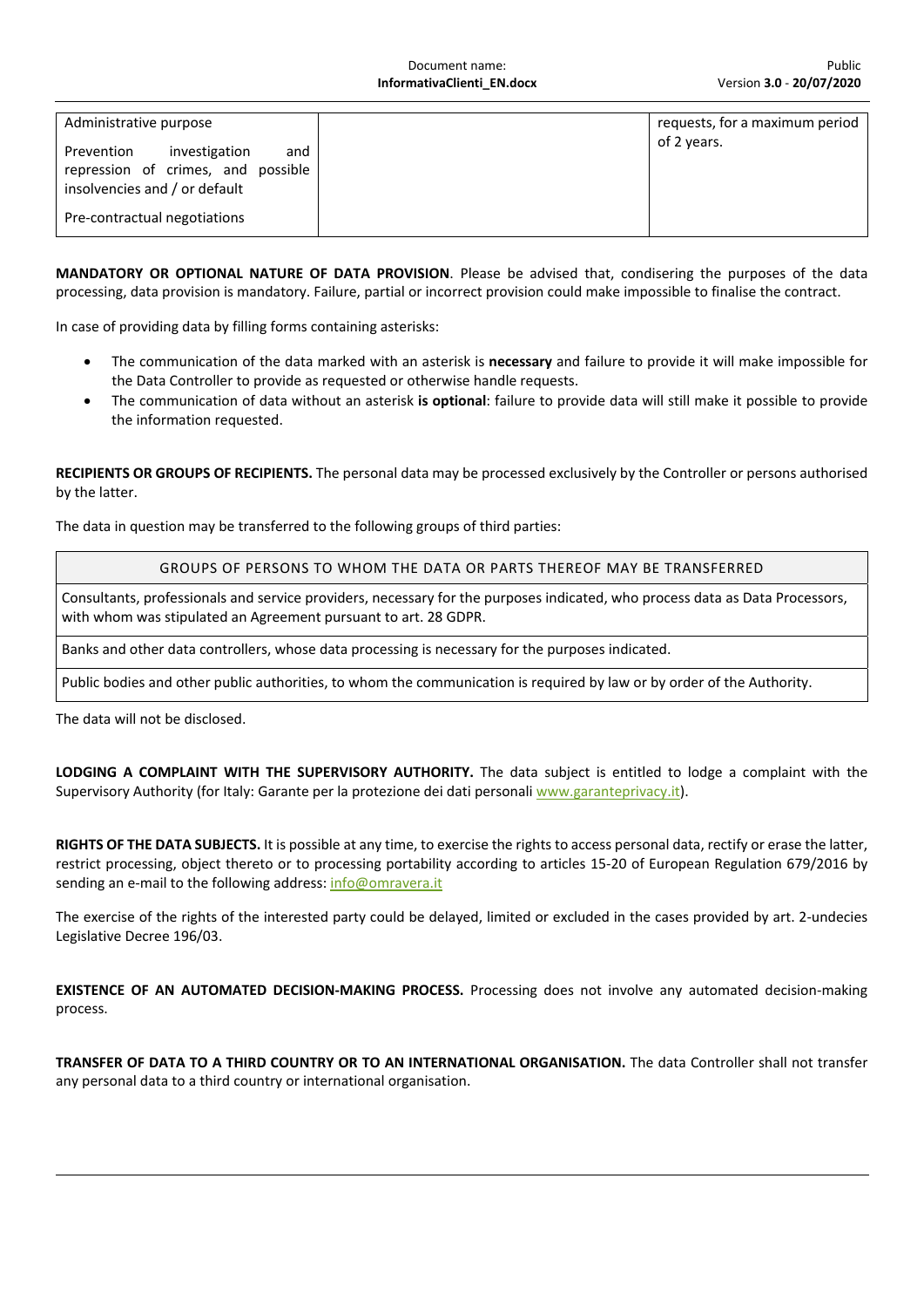| | | |
|---|---|---|
| Administrative purpose<br><br>Prevention investigation and repression of crimes, and possible insolvencies and / or default<br><br>Pre-contractual negotiations | | requests, for a maximum period of 2 years. |

**MANDATORY OR OPTIONAL NATURE OF DATA PROVISION**. Please be advised that, condisering the purposes of the data processing, data provision is mandatory. Failure, partial or incorrect provision could make impossible to finalise the contract.

In case of providing data by filling forms containing asterisks:

- The communication of the data marked with an asterisk is **necessary** and failure to provide it will make impossible for the Data Controller to provide as requested or otherwise handle requests.
- The communication of data without an asterisk **is optional**: failure to provide data will still make it possible to provide the information requested.

**RECIPIENTS OR GROUPS OF RECIPIENTS.** The personal data may be processed exclusively by the Controller or persons authorised by the latter.

The data in question may be transferred to the following groups of third parties:

| GROUPS OF PERSONS TO WHOM THE DATA OR PARTS THEREOF MAY BE TRANSFERRED |
|---|
| Consultants, professionals and service providers, necessary for the purposes indicated, who process data as Data Processors, with whom was stipulated an Agreement pursuant to art. 28 GDPR. |
| Banks and other data controllers, whose data processing is necessary for the purposes indicated. |
| Public bodies and other public authorities, to whom the communication is required by law or by order of the Authority. |

The data will not be disclosed.

**LODGING A COMPLAINT WITH THE SUPERVISORY AUTHORITY.** The data subject is entitled to lodge a complaint with the Supervisory Authority (for Italy: Garante per la protezione dei dati personali www.garanteprivacy.it).

**RIGHTS OF THE DATA SUBJECTS.** It is possible at any time, to exercise the rights to access personal data, rectify or erase the latter, restrict processing, object thereto or to processing portability according to articles 15-20 of European Regulation 679/2016 by sending an e-mail to the following address: info@omravera.it

The exercise of the rights of the interested party could be delayed, limited or excluded in the cases provided by art. 2-undecies Legislative Decree 196/03.

**EXISTENCE OF AN AUTOMATED DECISION-MAKING PROCESS.** Processing does not involve any automated decision-making process.

**TRANSFER OF DATA TO A THIRD COUNTRY OR TO AN INTERNATIONAL ORGANISATION.** The data Controller shall not transfer any personal data to a third country or international organisation.